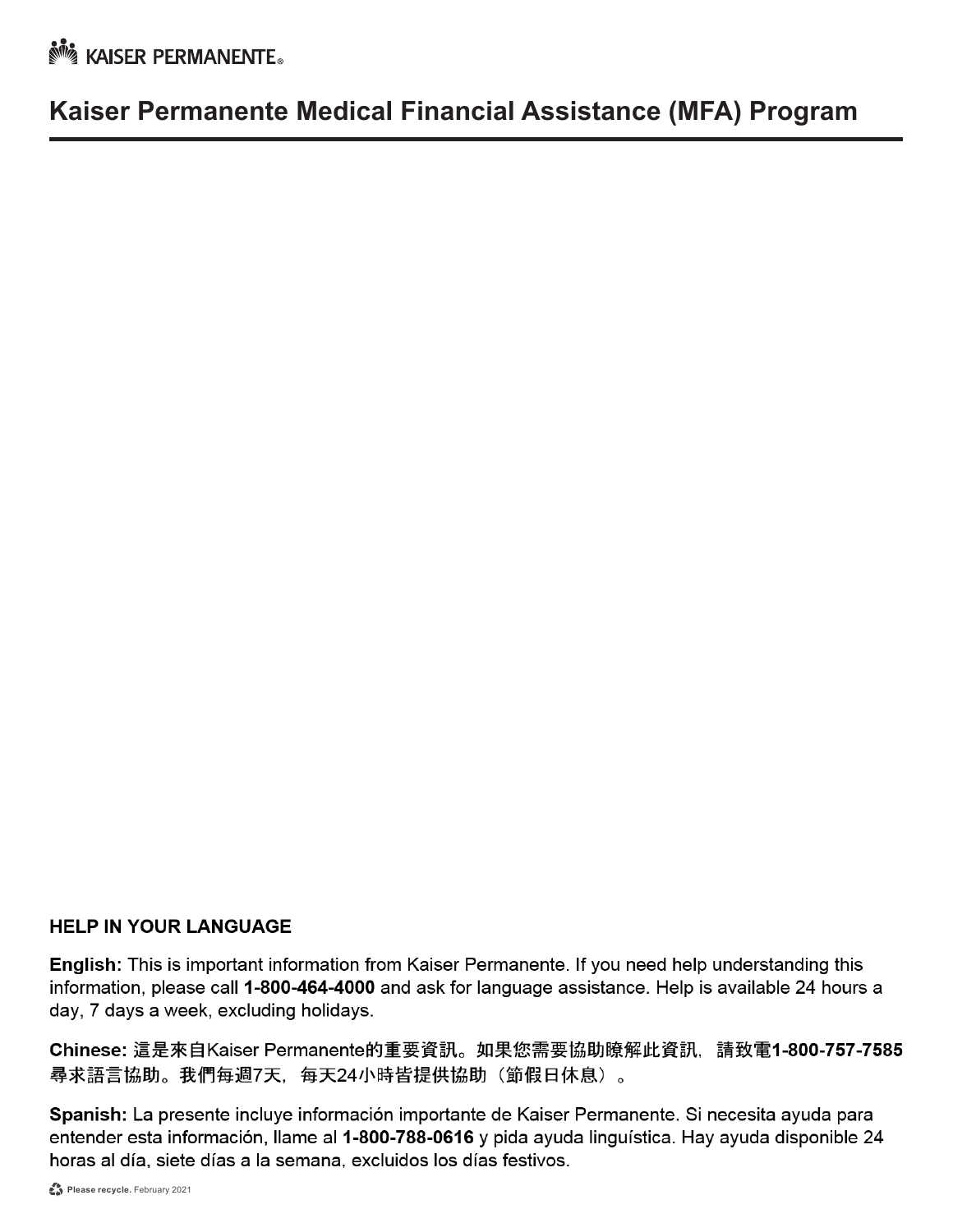KAISER PERMANENTE®

# Kaiser Permanente Medical Financial Assistance (MFA) Program

### HELP IN YOUR LANGUAGE

**English:** This is important information from Kaiser Permanente. If you need help understanding this information, please call **1-800-464-4000** and ask for language assistance. Help is available 24 hours a day, 7 days a week, excluding holidays.

**Chinese:** 這是來自Kaiser Permanente的重要資訊。如果您需要協助瞭解此資訊，請致電**1-800-757-7585**尋求語言協助。我們每週7天，每天24小時皆提供協助（節假日休息）。

**Spanish:** La presente incluye información importante de Kaiser Permanente. Si necesita ayuda para entender esta información, llame al **1-800-788-0616** y pida ayuda linguística. Hay ayuda disponible 24 horas al día, siete días a la semana, excluidos los días festivos.

**Please recycle.** February 2021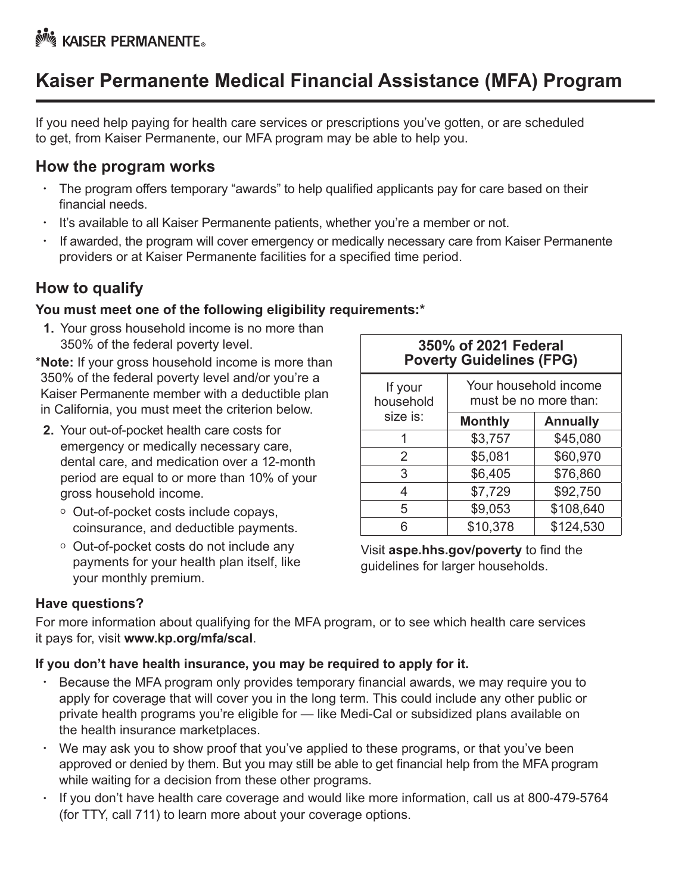KAISER PERMANENTE

# Kaiser Permanente Medical Financial Assistance (MFA) Program

If you need help paying for health care services or prescriptions you've gotten, or are scheduled to get, from Kaiser Permanente, our MFA program may be able to help you.

## How the program works

- The program offers temporary "awards" to help qualified applicants pay for care based on their financial needs.
- It's available to all Kaiser Permanente patients, whether you're a member or not.
- If awarded, the program will cover emergency or medically necessary care from Kaiser Permanente providers or at Kaiser Permanente facilities for a specified time period.

## How to qualify

**You must meet one of the following eligibility requirements:***

1. Your gross household income is no more than 350% of the federal poverty level.

***Note:** If your gross household income is more than 350% of the federal poverty level and/or you're a Kaiser Permanente member with a deductible plan in California, you must meet the criterion below.

2. Your out-of-pocket health care costs for emergency or medically necessary care, dental care, and medication over a 12-month period are equal to or more than 10% of your gross household income.
   - Out-of-pocket costs include copays, coinsurance, and deductible payments.
   - Out-of-pocket costs do not include any payments for your health plan itself, like your monthly premium.

**350% of 2021 Federal Poverty Guidelines (FPG)**

| If your household size is: | Your household income must be no more than: | |
|---|---|---|
| | **Monthly** | **Annually** |
| 1 | $3,757 | $45,080 |
| 2 | $5,081 | $60,970 |
| 3 | $6,405 | $76,860 |
| 4 | $7,729 | $92,750 |
| 5 | $9,053 | $108,640 |
| 6 | $10,378 | $124,530 |

Visit **aspe.hhs.gov/poverty** to find the guidelines for larger households.

### Have questions?

For more information about qualifying for the MFA program, or to see which health care services it pays for, visit **www.kp.org/mfa/scal**.

### If you don't have health insurance, you may be required to apply for it.

- Because the MFA program only provides temporary financial awards, we may require you to apply for coverage that will cover you in the long term. This could include any other public or private health programs you're eligible for — like Medi-Cal or subsidized plans available on the health insurance marketplaces.
- We may ask you to show proof that you've applied to these programs, or that you've been approved or denied by them. But you may still be able to get financial help from the MFA program while waiting for a decision from these other programs.
- If you don't have health care coverage and would like more information, call us at 800-479-5764 (for TTY, call 711) to learn more about your coverage options.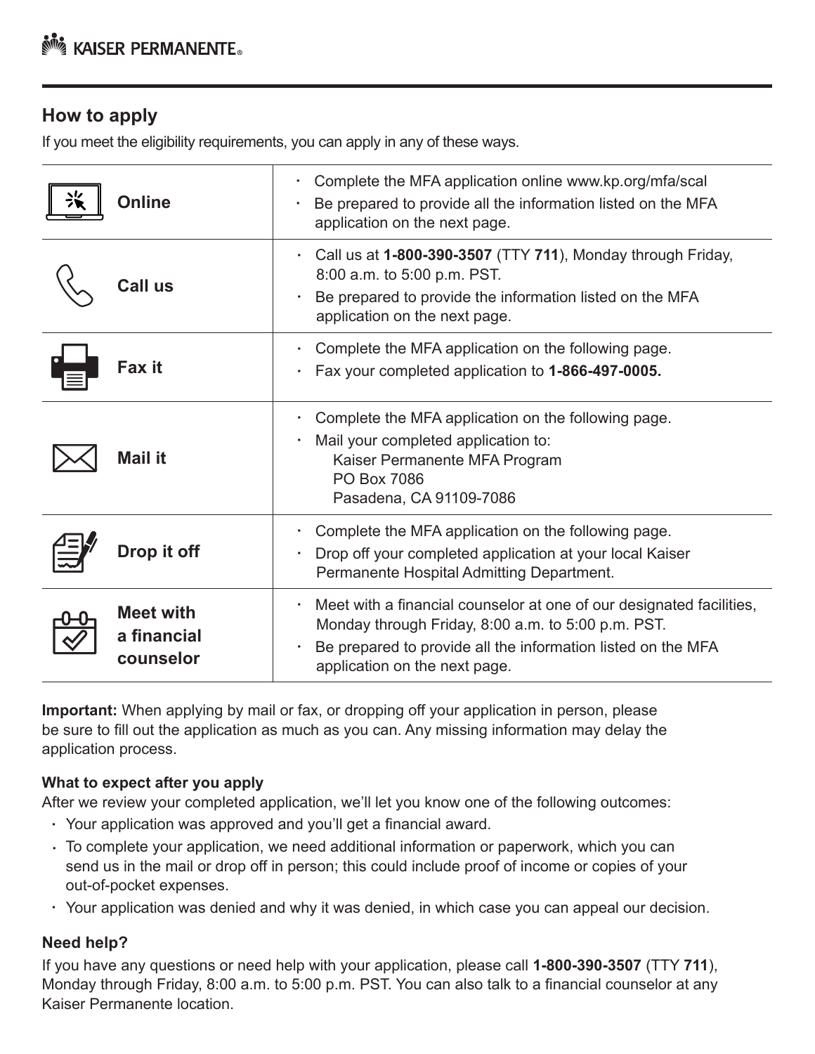## How to apply

If you meet the eligibility requirements, you can apply in any of these ways.

| | |
|---|---|
| **Online** | • Complete the MFA application online www.kp.org/mfa/scal<br>• Be prepared to provide all the information listed on the MFA application on the next page. |
| **Call us** | • Call us at **1-800-390-3507** (TTY **711**), Monday through Friday, 8:00 a.m. to 5:00 p.m. PST.<br>• Be prepared to provide the information listed on the MFA application on the next page. |
| **Fax it** | • Complete the MFA application on the following page.<br>• Fax your completed application to **1-866-497-0005.** |
| **Mail it** | • Complete the MFA application on the following page.<br>• Mail your completed application to:<br>Kaiser Permanente MFA Program<br>PO Box 7086<br>Pasadena, CA 91109-7086 |
| **Drop it off** | • Complete the MFA application on the following page.<br>• Drop off your completed application at your local Kaiser Permanente Hospital Admitting Department. |
| **Meet with a financial counselor** | • Meet with a financial counselor at one of our designated facilities, Monday through Friday, 8:00 a.m. to 5:00 p.m. PST.<br>• Be prepared to provide all the information listed on the MFA application on the next page. |

**Important:** When applying by mail or fax, or dropping off your application in person, please be sure to fill out the application as much as you can. Any missing information may delay the application process.

#### What to expect after you apply

After we review your completed application, we'll let you know one of the following outcomes:

- Your application was approved and you'll get a financial award.
- To complete your application, we need additional information or paperwork, which you can send us in the mail or drop off in person; this could include proof of income or copies of your out-of-pocket expenses.
- Your application was denied and why it was denied, in which case you can appeal our decision.

### Need help?

If you have any questions or need help with your application, please call **1-800-390-3507** (TTY **711**), Monday through Friday, 8:00 a.m. to 5:00 p.m. PST. You can also talk to a financial counselor at any Kaiser Permanente location.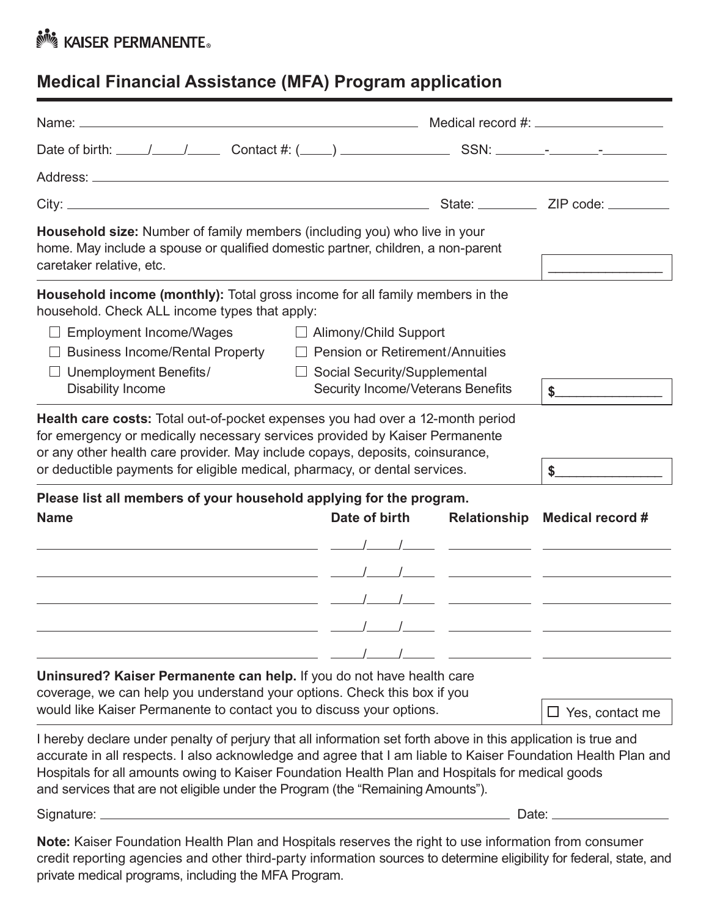KAISER PERMANENTE®

# Medical Financial Assistance (MFA) Program application

Name: ______________________________ Medical record #: ______________

Date of birth: ____/____/____ Contact #: (____) ______________ SSN: ______-______-______

Address: ______________________________________________

City: ______________________________ State: ________ ZIP code: ________

**Household size:** Number of family members (including you) who live in your home. May include a spouse or qualified domestic partner, children, a non-parent caretaker relative, etc. ______________

**Household income (monthly):** Total gross income for all family members in the household. Check ALL income types that apply:

- ☐ Employment Income/Wages
- ☐ Business Income/Rental Property
- ☐ Unemployment Benefits/Disability Income
- ☐ Alimony/Child Support
- ☐ Pension or Retirement/Annuities
- ☐ Social Security/Supplemental Security Income/Veterans Benefits

$______________

**Health care costs:** Total out-of-pocket expenses you had over a 12-month period for emergency or medically necessary services provided by Kaiser Permanente or any other health care provider. May include copays, deposits, coinsurance, or deductible payments for eligible medical, pharmacy, or dental services. $______________

**Please list all members of your household applying for the program.**

| Name | Date of birth | Relationship | Medical record # |
|---|---|---|---|
| | ____/____/____ | | |
| | ____/____/____ | | |
| | ____/____/____ | | |
| | ____/____/____ | | |
| | ____/____/____ | | |

**Uninsured? Kaiser Permanente can help.** If you do not have health care coverage, we can help you understand your options. Check this box if you would like Kaiser Permanente to contact you to discuss your options. ☐ Yes, contact me

I hereby declare under penalty of perjury that all information set forth above in this application is true and accurate in all respects. I also acknowledge and agree that I am liable to Kaiser Foundation Health Plan and Hospitals for all amounts owing to Kaiser Foundation Health Plan and Hospitals for medical goods and services that are not eligible under the Program (the "Remaining Amounts").

Signature: ______________________________ Date: ______________

**Note:** Kaiser Foundation Health Plan and Hospitals reserves the right to use information from consumer credit reporting agencies and other third-party information sources to determine eligibility for federal, state, and private medical programs, including the MFA Program.